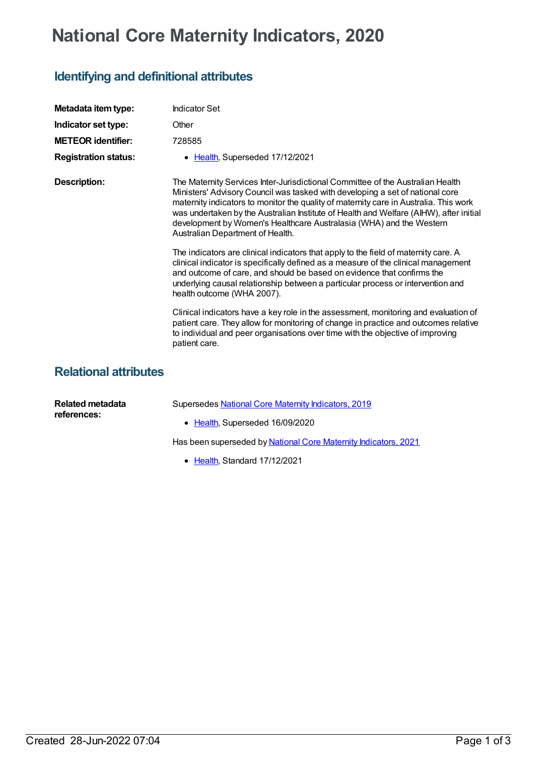# National Core Maternity Indicators, 2020

## Identifying and definitional attributes

| | |
|---|---|
| **Metadata item type:** | Indicator Set |
| **Indicator set type:** | Other |
| **METEOR identifier:** | 728585 |
| **Registration status:** | • Health, Superseded 17/12/2021 |

**Description:**

The Maternity Services Inter-Jurisdictional Committee of the Australian Health Ministers' Advisory Council was tasked with developing a set of national core maternity indicators to monitor the quality of maternity care in Australia. This work was undertaken by the Australian Institute of Health and Welfare (AIHW), after initial development by Women's Healthcare Australasia (WHA) and the Western Australian Department of Health.

The indicators are clinical indicators that apply to the field of maternity care. A clinical indicator is specifically defined as a measure of the clinical management and outcome of care, and should be based on evidence that confirms the underlying causal relationship between a particular process or intervention and health outcome (WHA 2007).

Clinical indicators have a key role in the assessment, monitoring and evaluation of patient care. They allow for monitoring of change in practice and outcomes relative to individual and peer organisations over time with the objective of improving patient care.

## Relational attributes

**Related metadata references:**

Supersedes National Core Maternity Indicators, 2019

- Health, Superseded 16/09/2020

Has been superseded by National Core Maternity Indicators, 2021

- Health, Standard 17/12/2021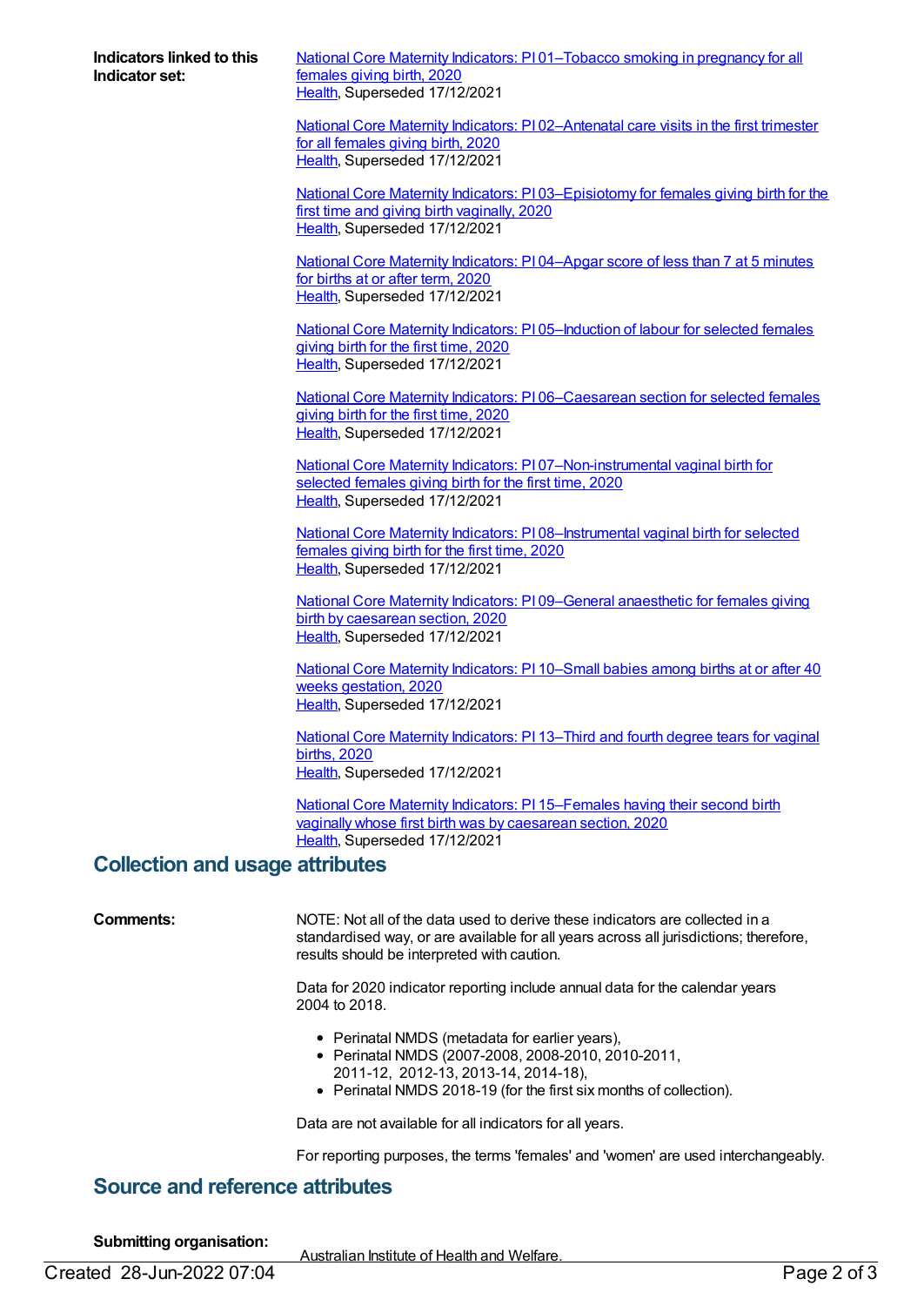**Indicators linked to this Indicator set:**

National Core Maternity Indicators: PI 01–Tobacco smoking in pregnancy for all females giving birth, 2020
Health, Superseded 17/12/2021

National Core Maternity Indicators: PI 02–Antenatal care visits in the first trimester for all females giving birth, 2020
Health, Superseded 17/12/2021

National Core Maternity Indicators: PI 03–Episiotomy for females giving birth for the first time and giving birth vaginally, 2020
Health, Superseded 17/12/2021

National Core Maternity Indicators: PI 04–Apgar score of less than 7 at 5 minutes for births at or after term, 2020
Health, Superseded 17/12/2021

National Core Maternity Indicators: PI 05–Induction of labour for selected females giving birth for the first time, 2020
Health, Superseded 17/12/2021

National Core Maternity Indicators: PI 06–Caesarean section for selected females giving birth for the first time, 2020
Health, Superseded 17/12/2021

National Core Maternity Indicators: PI 07–Non-instrumental vaginal birth for selected females giving birth for the first time, 2020
Health, Superseded 17/12/2021

National Core Maternity Indicators: PI 08–Instrumental vaginal birth for selected females giving birth for the first time, 2020
Health, Superseded 17/12/2021

National Core Maternity Indicators: PI 09–General anaesthetic for females giving birth by caesarean section, 2020
Health, Superseded 17/12/2021

National Core Maternity Indicators: PI 10–Small babies among births at or after 40 weeks gestation, 2020
Health, Superseded 17/12/2021

National Core Maternity Indicators: PI 13–Third and fourth degree tears for vaginal births, 2020
Health, Superseded 17/12/2021

National Core Maternity Indicators: PI 15–Females having their second birth vaginally whose first birth was by caesarean section, 2020
Health, Superseded 17/12/2021

## Collection and usage attributes

**Comments:**

NOTE: Not all of the data used to derive these indicators are collected in a standardised way, or are available for all years across all jurisdictions; therefore, results should be interpreted with caution.

Data for 2020 indicator reporting include annual data for the calendar years 2004 to 2018.

- Perinatal NMDS (metadata for earlier years),
- Perinatal NMDS (2007-2008, 2008-2010, 2010-2011, 2011-12, 2012-13, 2013-14, 2014-18),
- Perinatal NMDS 2018-19 (for the first six months of collection).

Data are not available for all indicators for all years.

For reporting purposes, the terms 'females' and 'women' are used interchangeably.

## Source and reference attributes

**Submitting organisation:**

Australian Institute of Health and Welfare.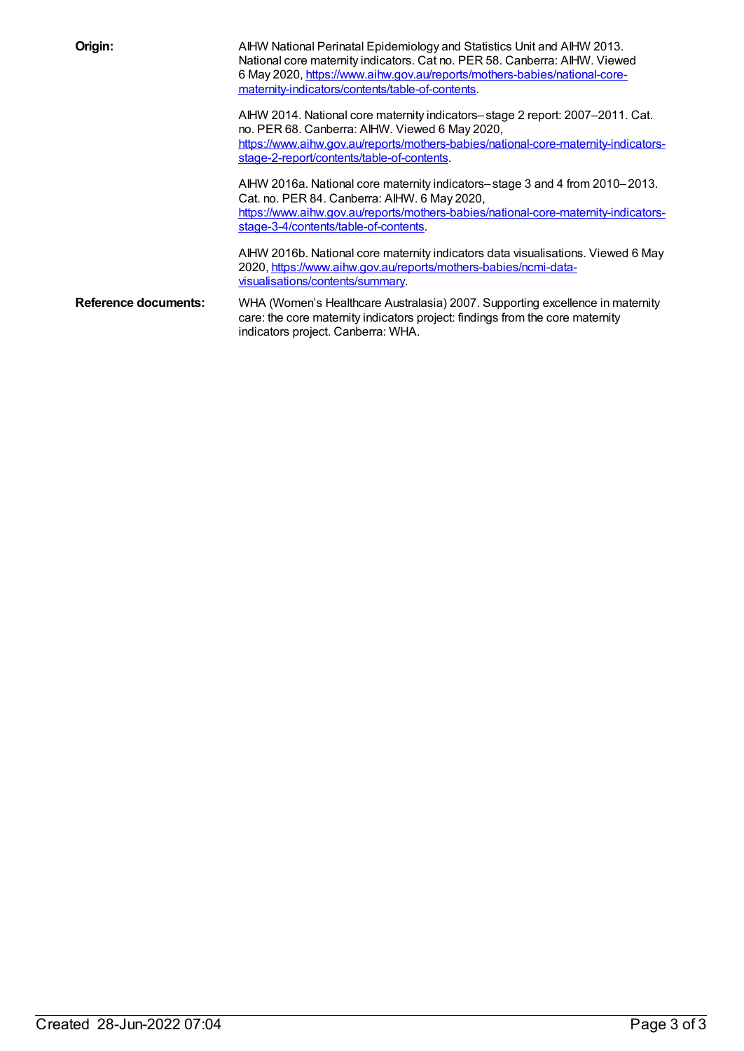**Origin:**

AIHW National Perinatal Epidemiology and Statistics Unit and AIHW 2013. National core maternity indicators. Cat no. PER 58. Canberra: AIHW. Viewed 6 May 2020, [https://www.aihw.gov.au/reports/mothers-babies/national-core-maternity-indicators/contents/table-of-contents](https://www.aihw.gov.au/reports/mothers-babies/national-core-maternity-indicators/contents/table-of-contents).

AIHW 2014. National core maternity indicators– stage 2 report: 2007–2011. Cat. no. PER 68. Canberra: AIHW. Viewed 6 May 2020, [https://www.aihw.gov.au/reports/mothers-babies/national-core-maternity-indicators-stage-2-report/contents/table-of-contents](https://www.aihw.gov.au/reports/mothers-babies/national-core-maternity-indicators-stage-2-report/contents/table-of-contents).

AIHW 2016a. National core maternity indicators– stage 3 and 4 from 2010– 2013. Cat. no. PER 84. Canberra: AIHW. 6 May 2020, [https://www.aihw.gov.au/reports/mothers-babies/national-core-maternity-indicators-stage-3-4/contents/table-of-contents](https://www.aihw.gov.au/reports/mothers-babies/national-core-maternity-indicators-stage-3-4/contents/table-of-contents).

AIHW 2016b. National core maternity indicators data visualisations. Viewed 6 May 2020, [https://www.aihw.gov.au/reports/mothers-babies/ncmi-data-visualisations/contents/summary](https://www.aihw.gov.au/reports/mothers-babies/ncmi-data-visualisations/contents/summary).

**Reference documents:**

WHA (Women's Healthcare Australasia) 2007. Supporting excellence in maternity care: the core maternity indicators project: findings from the core maternity indicators project. Canberra: WHA.